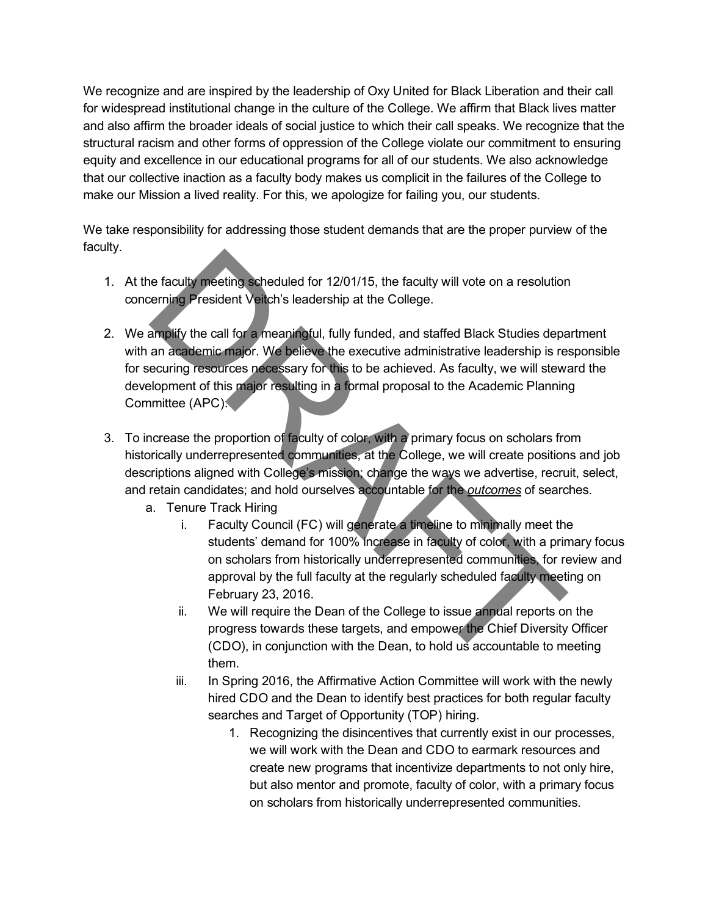We recognize and are inspired by the leadership of Oxy United for Black Liberation and their call for widespread institutional change in the culture of the College. We affirm that Black lives matter and also affirm the broader ideals of social justice to which their call speaks. We recognize that the structural racism and other forms of oppression of the College violate our commitment to ensuring equity and excellence in our educational programs for all of our students. We also acknowledge that our collective inaction as a faculty body makes us complicit in the failures of the College to make our Mission a lived reality. For this, we apologize for failing you, our students.

We take responsibility for addressing those student demands that are the proper purview of the faculty.

1. At the faculty meeting scheduled for 12/01/15, the faculty will vote on a resolution concerning President Veitch's leadership at the College.

2. We amplify the call for a meaningful, fully funded, and staffed Black Studies department with an academic major. We believe the executive administrative leadership is responsible for securing resources necessary for this to be achieved. As faculty, we will steward the development of this major resulting in a formal proposal to the Academic Planning Committee (APC).

3. To increase the proportion of faculty of color, with a primary focus on scholars from historically underrepresented communities, at the College, we will create positions and job descriptions aligned with College's mission; change the ways we advertise, recruit, select, and retain candidates; and hold ourselves accountable for the ***outcomes*** of searches.
    a. Tenure Track Hiring
        i. Faculty Council (FC) will generate a timeline to minimally meet the students' demand for 100% increase in faculty of color, with a primary focus on scholars from historically underrepresented communities, for review and approval by the full faculty at the regularly scheduled faculty meeting on February 23, 2016.
        ii. We will require the Dean of the College to issue annual reports on the progress towards these targets, and empower the Chief Diversity Officer (CDO), in conjunction with the Dean, to hold us accountable to meeting them.
        iii. In Spring 2016, the Affirmative Action Committee will work with the newly hired CDO and the Dean to identify best practices for both regular faculty searches and Target of Opportunity (TOP) hiring.
            1. Recognizing the disincentives that currently exist in our processes, we will work with the Dean and CDO to earmark resources and create new programs that incentivize departments to not only hire, but also mentor and promote, faculty of color, with a primary focus on scholars from historically underrepresented communities.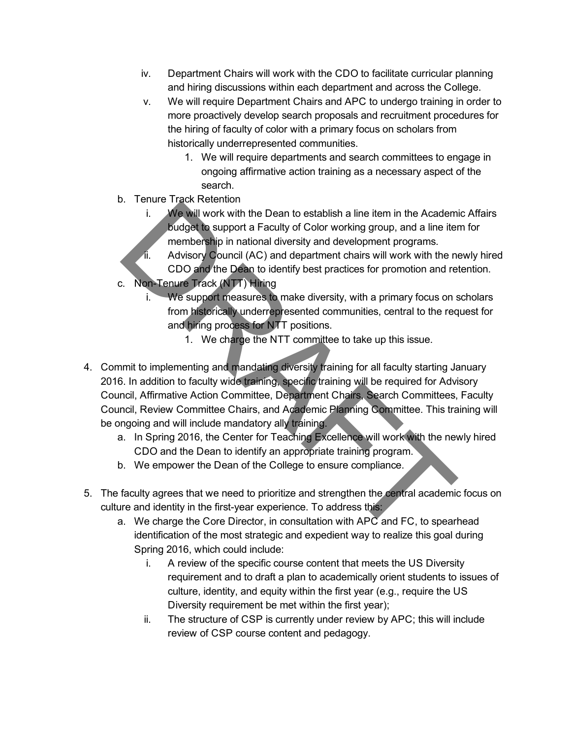iv. Department Chairs will work with the CDO to facilitate curricular planning and hiring discussions within each department and across the College.
   v. We will require Department Chairs and APC to undergo training in order to more proactively develop search proposals and recruitment procedures for the hiring of faculty of color with a primary focus on scholars from historically underrepresented communities.
      1. We will require departments and search committees to engage in ongoing affirmative action training as a necessary aspect of the search.

b. Tenure Track Retention
   i. We will work with the Dean to establish a line item in the Academic Affairs budget to support a Faculty of Color working group, and a line item for membership in national diversity and development programs.
   ii. Advisory Council (AC) and department chairs will work with the newly hired CDO and the Dean to identify best practices for promotion and retention.

c. Non-Tenure Track (NTT) Hiring
   i. We support measures to make diversity, with a primary focus on scholars from historically underrepresented communities, central to the request for and hiring process for NTT positions.
      1. We charge the NTT committee to take up this issue.

4. Commit to implementing and mandating diversity training for all faculty starting January 2016. In addition to faculty wide training, specific training will be required for Advisory Council, Affirmative Action Committee, Department Chairs, Search Committees, Faculty Council, Review Committee Chairs, and Academic Planning Committee. This training will be ongoing and will include mandatory ally training.
   a. In Spring 2016, the Center for Teaching Excellence will work with the newly hired CDO and the Dean to identify an appropriate training program.
   b. We empower the Dean of the College to ensure compliance.

5. The faculty agrees that we need to prioritize and strengthen the central academic focus on culture and identity in the first-year experience. To address this:
   a. We charge the Core Director, in consultation with APC and FC, to spearhead identification of the most strategic and expedient way to realize this goal during Spring 2016, which could include:
      i. A review of the specific course content that meets the US Diversity requirement and to draft a plan to academically orient students to issues of culture, identity, and equity within the first year (e.g., require the US Diversity requirement be met within the first year);
      ii. The structure of CSP is currently under review by APC; this will include review of CSP course content and pedagogy.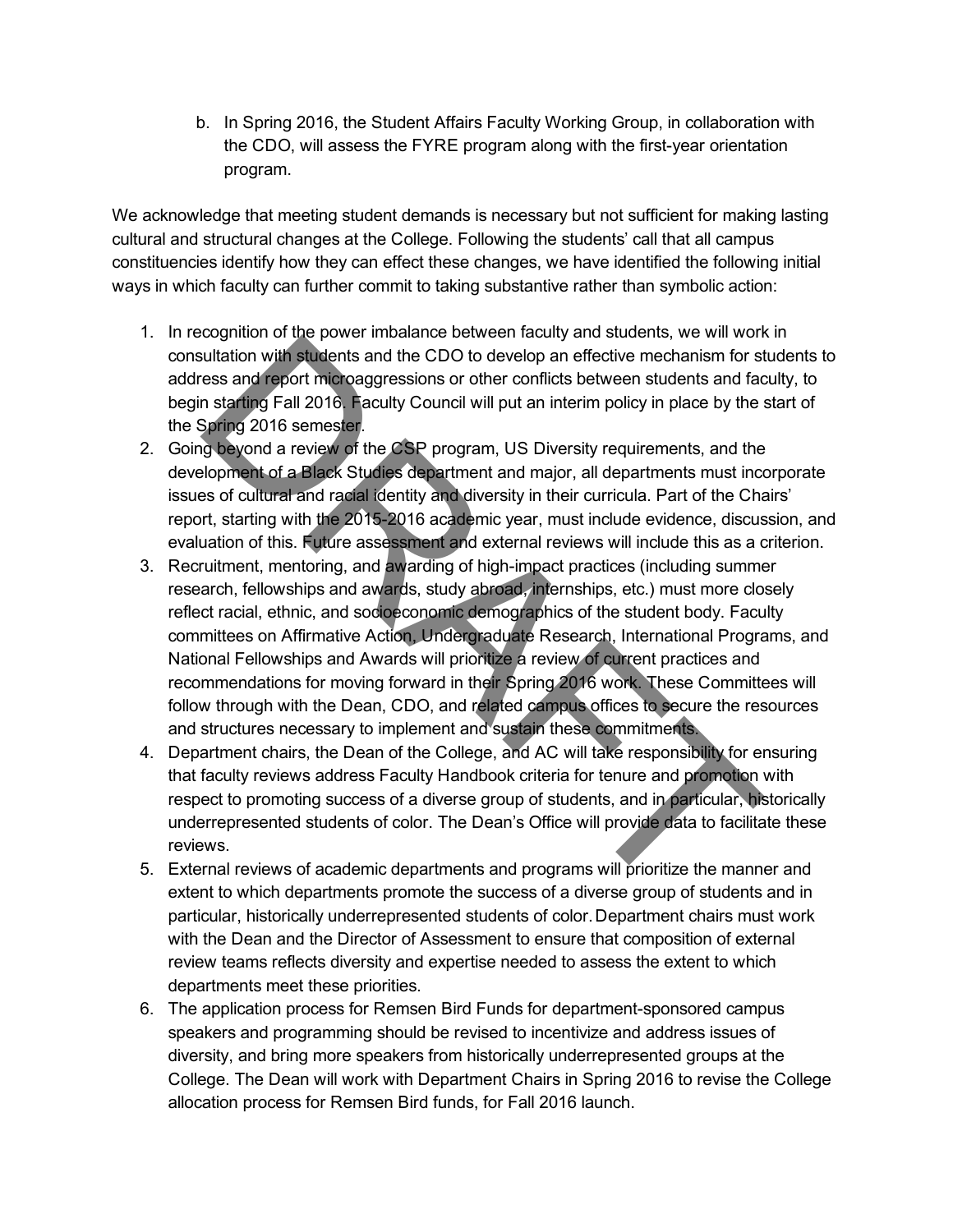b. In Spring 2016, the Student Affairs Faculty Working Group, in collaboration with the CDO, will assess the FYRE program along with the first-year orientation program.

We acknowledge that meeting student demands is necessary but not sufficient for making lasting cultural and structural changes at the College. Following the students' call that all campus constituencies identify how they can effect these changes, we have identified the following initial ways in which faculty can further commit to taking substantive rather than symbolic action:

1. In recognition of the power imbalance between faculty and students, we will work in consultation with students and the CDO to develop an effective mechanism for students to address and report microaggressions or other conflicts between students and faculty, to begin starting Fall 2016. Faculty Council will put an interim policy in place by the start of the Spring 2016 semester.
2. Going beyond a review of the CSP program, US Diversity requirements, and the development of a Black Studies department and major, all departments must incorporate issues of cultural and racial identity and diversity in their curricula. Part of the Chairs' report, starting with the 2015-2016 academic year, must include evidence, discussion, and evaluation of this. Future assessment and external reviews will include this as a criterion.
3. Recruitment, mentoring, and awarding of high-impact practices (including summer research, fellowships and awards, study abroad, internships, etc.) must more closely reflect racial, ethnic, and socioeconomic demographics of the student body. Faculty committees on Affirmative Action, Undergraduate Research, International Programs, and National Fellowships and Awards will prioritize a review of current practices and recommendations for moving forward in their Spring 2016 work. These Committees will follow through with the Dean, CDO, and related campus offices to secure the resources and structures necessary to implement and sustain these commitments.
4. Department chairs, the Dean of the College, and AC will take responsibility for ensuring that faculty reviews address Faculty Handbook criteria for tenure and promotion with respect to promoting success of a diverse group of students, and in particular, historically underrepresented students of color. The Dean's Office will provide data to facilitate these reviews.
5. External reviews of academic departments and programs will prioritize the manner and extent to which departments promote the success of a diverse group of students and in particular, historically underrepresented students of color. Department chairs must work with the Dean and the Director of Assessment to ensure that composition of external review teams reflects diversity and expertise needed to assess the extent to which departments meet these priorities.
6. The application process for Remsen Bird Funds for department-sponsored campus speakers and programming should be revised to incentivize and address issues of diversity, and bring more speakers from historically underrepresented groups at the College. The Dean will work with Department Chairs in Spring 2016 to revise the College allocation process for Remsen Bird funds, for Fall 2016 launch.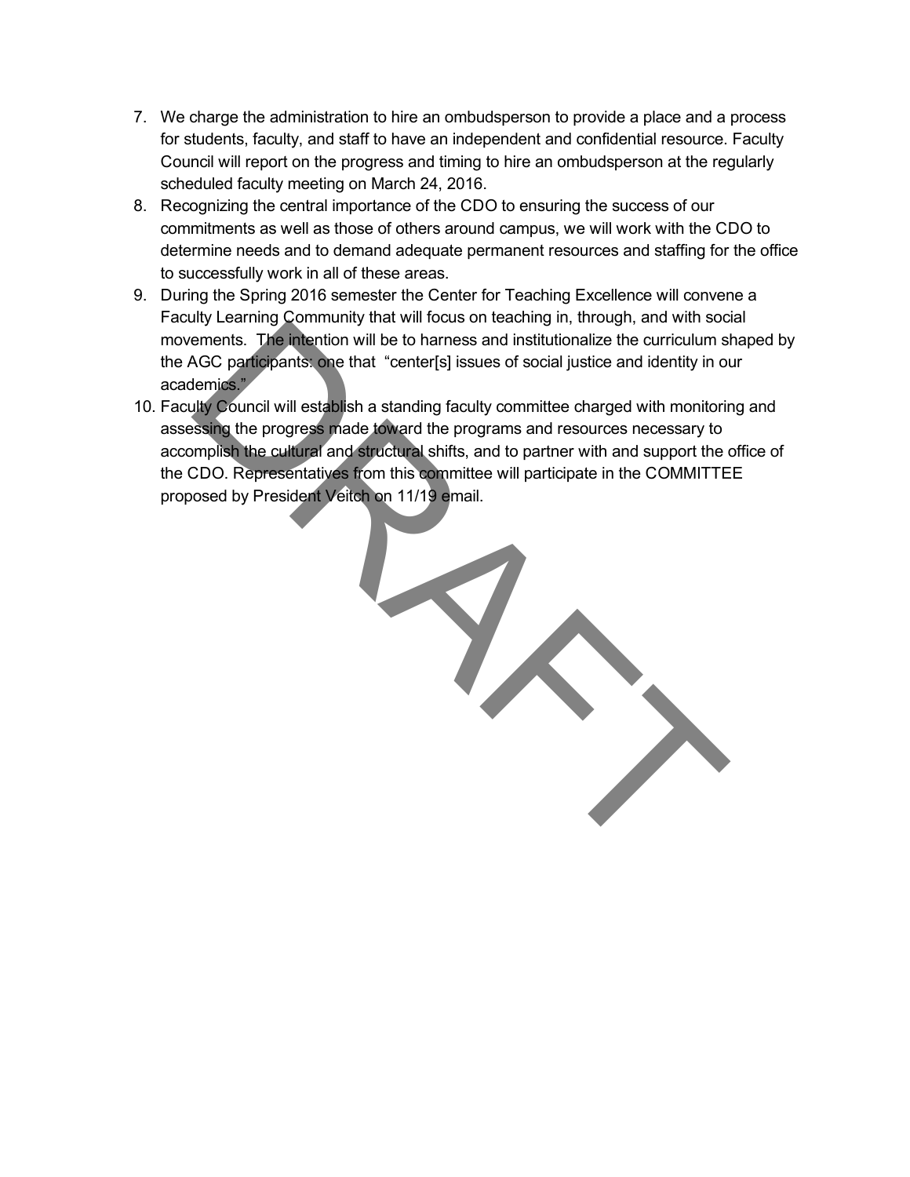7. We charge the administration to hire an ombudsperson to provide a place and a process for students, faculty, and staff to have an independent and confidential resource. Faculty Council will report on the progress and timing to hire an ombudsperson at the regularly scheduled faculty meeting on March 24, 2016.
8. Recognizing the central importance of the CDO to ensuring the success of our commitments as well as those of others around campus, we will work with the CDO to determine needs and to demand adequate permanent resources and staffing for the office to successfully work in all of these areas.
9. During the Spring 2016 semester the Center for Teaching Excellence will convene a Faculty Learning Community that will focus on teaching in, through, and with social movements. The intention will be to harness and institutionalize the curriculum shaped by the AGC participants: one that "center[s] issues of social justice and identity in our academics."
10. Faculty Council will establish a standing faculty committee charged with monitoring and assessing the progress made toward the programs and resources necessary to accomplish the cultural and structural shifts, and to partner with and support the office of the CDO. Representatives from this committee will participate in the COMMITTEE proposed by President Veitch on 11/19 email.

DRAFT